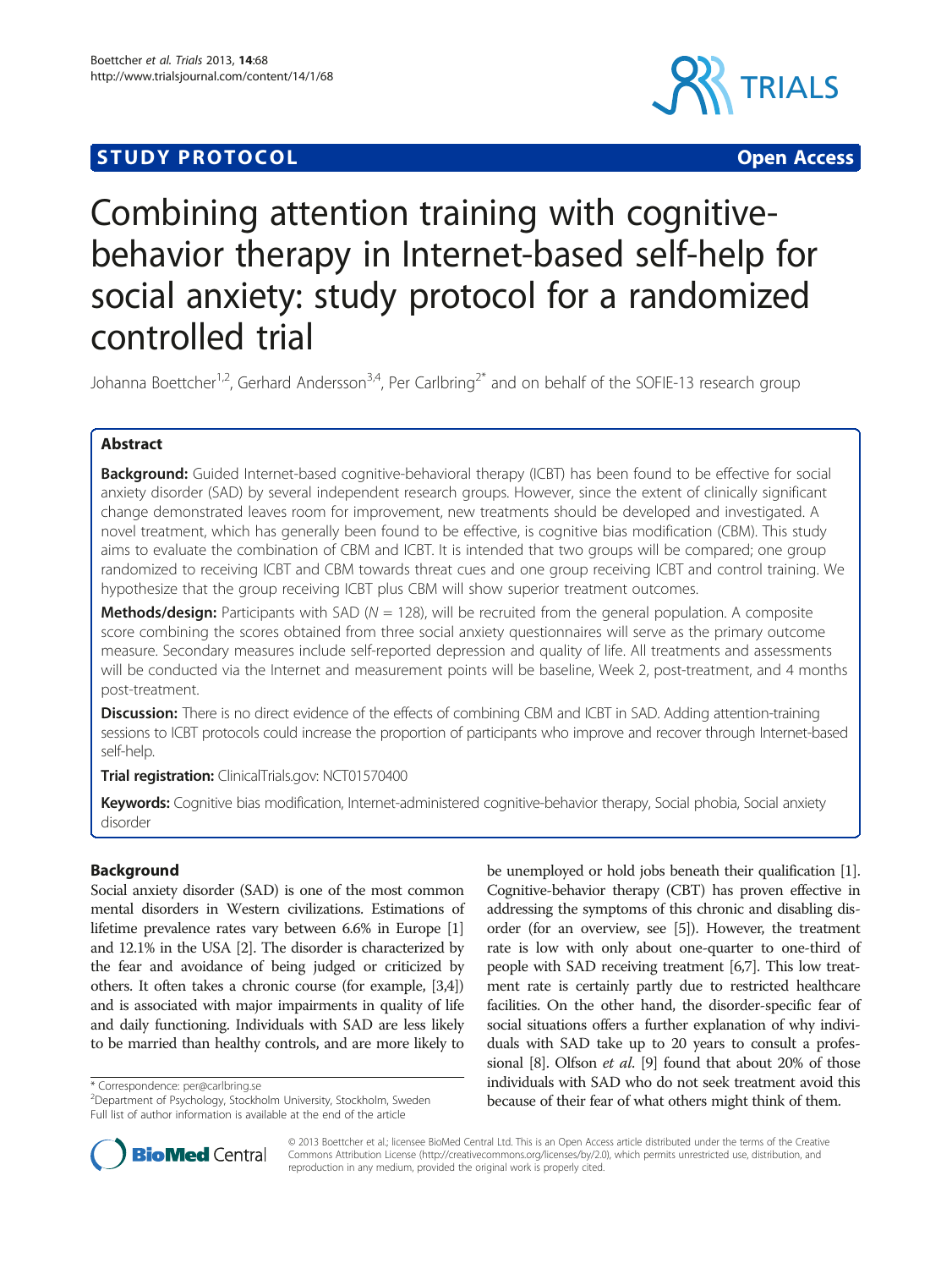STUDY PROTOCOL Open Access

# Combining attention training with cognitive-behavior therapy in Internet-based self-help for social anxiety: study protocol for a randomized controlled trial

Johanna Boettcher[1,2], Gerhard Andersson[3,4], Per Carlbring[2*] and on behalf of the SOFIE-13 research group

## Abstract

**Background:** Guided Internet-based cognitive-behavioral therapy (ICBT) has been found to be effective for social anxiety disorder (SAD) by several independent research groups. However, since the extent of clinically significant change demonstrated leaves room for improvement, new treatments should be developed and investigated. A novel treatment, which has generally been found to be effective, is cognitive bias modification (CBM). This study aims to evaluate the combination of CBM and ICBT. It is intended that two groups will be compared; one group randomized to receiving ICBT and CBM towards threat cues and one group receiving ICBT and control training. We hypothesize that the group receiving ICBT plus CBM will show superior treatment outcomes.

**Methods/design:** Participants with SAD ($N$ = 128), will be recruited from the general population. A composite score combining the scores obtained from three social anxiety questionnaires will serve as the primary outcome measure. Secondary measures include self-reported depression and quality of life. All treatments and assessments will be conducted via the Internet and measurement points will be baseline, Week 2, post-treatment, and 4 months post-treatment.

**Discussion:** There is no direct evidence of the effects of combining CBM and ICBT in SAD. Adding attention-training sessions to ICBT protocols could increase the proportion of participants who improve and recover through Internet-based self-help.

**Trial registration:** ClinicalTrials.gov: NCT01570400

**Keywords:** Cognitive bias modification, Internet-administered cognitive-behavior therapy, Social phobia, Social anxiety disorder

## Background

Social anxiety disorder (SAD) is one of the most common mental disorders in Western civilizations. Estimations of lifetime prevalence rates vary between 6.6% in Europe [1] and 12.1% in the USA [2]. The disorder is characterized by the fear and avoidance of being judged or criticized by others. It often takes a chronic course (for example, [3,4]) and is associated with major impairments in quality of life and daily functioning. Individuals with SAD are less likely to be married than healthy controls, and are more likely to be unemployed or hold jobs beneath their qualification [1]. Cognitive-behavior therapy (CBT) has proven effective in addressing the symptoms of this chronic and disabling disorder (for an overview, see [5]). However, the treatment rate is low with only about one-quarter to one-third of people with SAD receiving treatment [6,7]. This low treatment rate is certainly partly due to restricted healthcare facilities. On the other hand, the disorder-specific fear of social situations offers a further explanation of why individuals with SAD take up to 20 years to consult a professional [8]. Olfson *et al.* [9] found that about 20% of those individuals with SAD who do not seek treatment avoid this because of their fear of what others might think of them.

\* Correspondence: per@carlbring.se

[2]Department of Psychology, Stockholm University, Stockholm, Sweden

Full list of author information is available at the end of the article

© 2013 Boettcher et al.; licensee BioMed Central Ltd. This is an Open Access article distributed under the terms of the Creative Commons Attribution License (http://creativecommons.org/licenses/by/2.0), which permits unrestricted use, distribution, and reproduction in any medium, provided the original work is properly cited.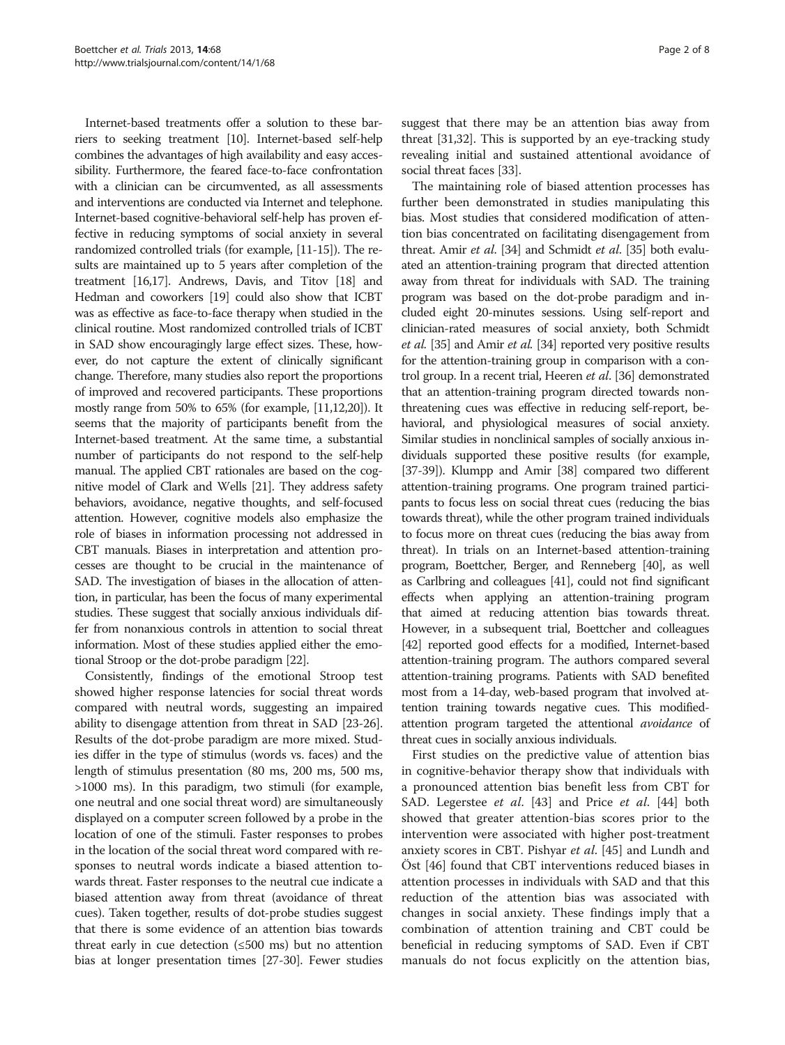Internet-based treatments offer a solution to these barriers to seeking treatment [10]. Internet-based self-help combines the advantages of high availability and easy accessibility. Furthermore, the feared face-to-face confrontation with a clinician can be circumvented, as all assessments and interventions are conducted via Internet and telephone. Internet-based cognitive-behavioral self-help has proven effective in reducing symptoms of social anxiety in several randomized controlled trials (for example, [11-15]). The results are maintained up to 5 years after completion of the treatment [16,17]. Andrews, Davis, and Titov [18] and Hedman and coworkers [19] could also show that ICBT was as effective as face-to-face therapy when studied in the clinical routine. Most randomized controlled trials of ICBT in SAD show encouragingly large effect sizes. These, however, do not capture the extent of clinically significant change. Therefore, many studies also report the proportions of improved and recovered participants. These proportions mostly range from 50% to 65% (for example, [11,12,20]). It seems that the majority of participants benefit from the Internet-based treatment. At the same time, a substantial number of participants do not respond to the self-help manual. The applied CBT rationales are based on the cognitive model of Clark and Wells [21]. They address safety behaviors, avoidance, negative thoughts, and self-focused attention. However, cognitive models also emphasize the role of biases in information processing not addressed in CBT manuals. Biases in interpretation and attention processes are thought to be crucial in the maintenance of SAD. The investigation of biases in the allocation of attention, in particular, has been the focus of many experimental studies. These suggest that socially anxious individuals differ from nonanxious controls in attention to social threat information. Most of these studies applied either the emotional Stroop or the dot-probe paradigm [22].

Consistently, findings of the emotional Stroop test showed higher response latencies for social threat words compared with neutral words, suggesting an impaired ability to disengage attention from threat in SAD [23-26]. Results of the dot-probe paradigm are more mixed. Studies differ in the type of stimulus (words vs. faces) and the length of stimulus presentation (80 ms, 200 ms, 500 ms, >1000 ms). In this paradigm, two stimuli (for example, one neutral and one social threat word) are simultaneously displayed on a computer screen followed by a probe in the location of one of the stimuli. Faster responses to probes in the location of the social threat word compared with responses to neutral words indicate a biased attention towards threat. Faster responses to the neutral cue indicate a biased attention away from threat (avoidance of threat cues). Taken together, results of dot-probe studies suggest that there is some evidence of an attention bias towards threat early in cue detection (≤500 ms) but no attention bias at longer presentation times [27-30]. Fewer studies suggest that there may be an attention bias away from threat [31,32]. This is supported by an eye-tracking study revealing initial and sustained attentional avoidance of social threat faces [33].

The maintaining role of biased attention processes has further been demonstrated in studies manipulating this bias. Most studies that considered modification of attention bias concentrated on facilitating disengagement from threat. Amir *et al.* [34] and Schmidt *et al.* [35] both evaluated an attention-training program that directed attention away from threat for individuals with SAD. The training program was based on the dot-probe paradigm and included eight 20-minutes sessions. Using self-report and clinician-rated measures of social anxiety, both Schmidt *et al.* [35] and Amir *et al.* [34] reported very positive results for the attention-training group in comparison with a control group. In a recent trial, Heeren *et al.* [36] demonstrated that an attention-training program directed towards nonthreatening cues was effective in reducing self-report, behavioral, and physiological measures of social anxiety. Similar studies in nonclinical samples of socially anxious individuals supported these positive results (for example, [37-39]). Klumpp and Amir [38] compared two different attention-training programs. One program trained participants to focus less on social threat cues (reducing the bias towards threat), while the other program trained individuals to focus more on threat cues (reducing the bias away from threat). In trials on an Internet-based attention-training program, Boettcher, Berger, and Renneberg [40], as well as Carlbring and colleagues [41], could not find significant effects when applying an attention-training program that aimed at reducing attention bias towards threat. However, in a subsequent trial, Boettcher and colleagues [42] reported good effects for a modified, Internet-based attention-training program. The authors compared several attention-training programs. Patients with SAD benefited most from a 14-day, web-based program that involved attention training towards negative cues. This modified-attention program targeted the attentional *avoidance* of threat cues in socially anxious individuals.

First studies on the predictive value of attention bias in cognitive-behavior therapy show that individuals with a pronounced attention bias benefit less from CBT for SAD. Legerstee *et al.* [43] and Price *et al.* [44] both showed that greater attention-bias scores prior to the intervention were associated with higher post-treatment anxiety scores in CBT. Pishyar *et al.* [45] and Lundh and Öst [46] found that CBT interventions reduced biases in attention processes in individuals with SAD and that this reduction of the attention bias was associated with changes in social anxiety. These findings imply that a combination of attention training and CBT could be beneficial in reducing symptoms of SAD. Even if CBT manuals do not focus explicitly on the attention bias,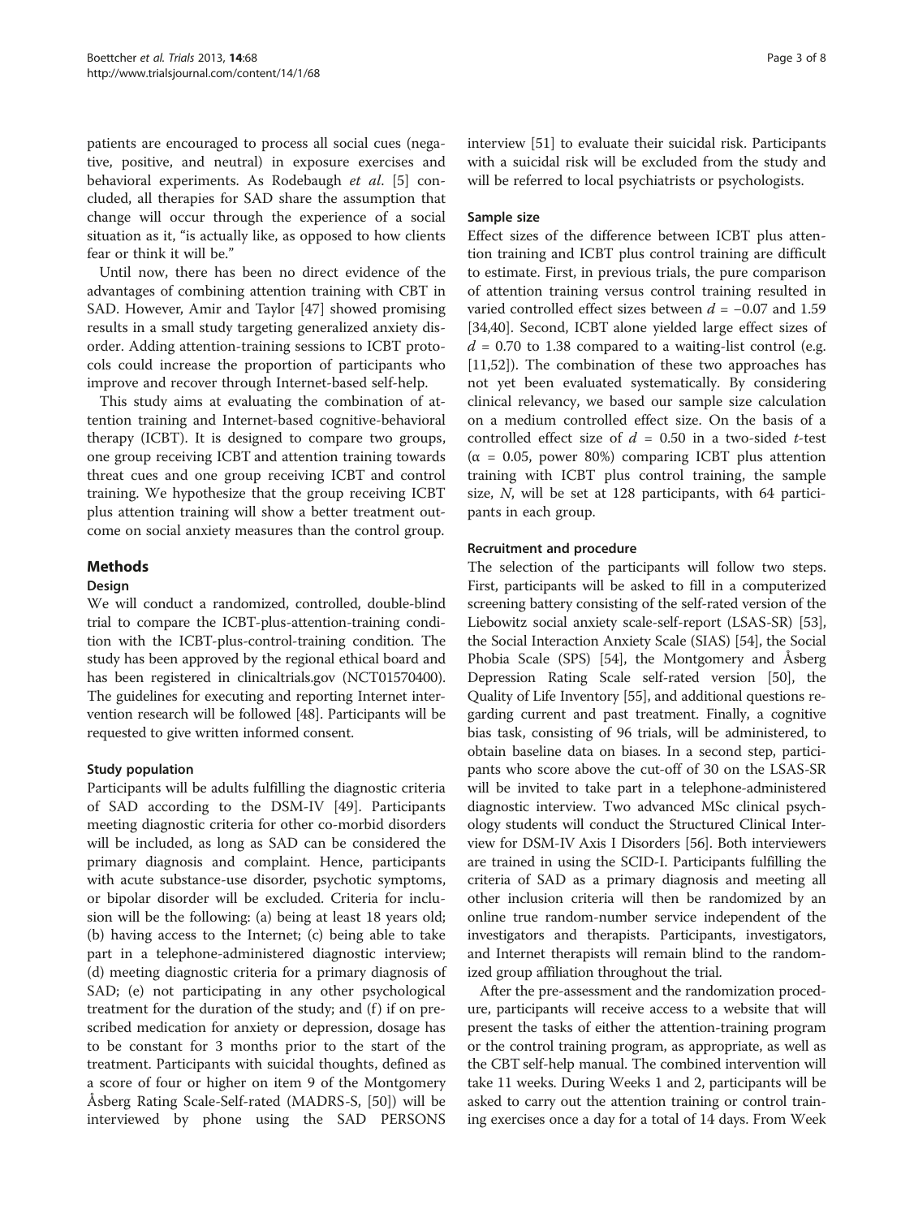patients are encouraged to process all social cues (negative, positive, and neutral) in exposure exercises and behavioral experiments. As Rodebaugh *et al*. [5] concluded, all therapies for SAD share the assumption that change will occur through the experience of a social situation as it, "is actually like, as opposed to how clients fear or think it will be."

Until now, there has been no direct evidence of the advantages of combining attention training with CBT in SAD. However, Amir and Taylor [47] showed promising results in a small study targeting generalized anxiety disorder. Adding attention-training sessions to ICBT protocols could increase the proportion of participants who improve and recover through Internet-based self-help.

This study aims at evaluating the combination of attention training and Internet-based cognitive-behavioral therapy (ICBT). It is designed to compare two groups, one group receiving ICBT and attention training towards threat cues and one group receiving ICBT and control training. We hypothesize that the group receiving ICBT plus attention training will show a better treatment outcome on social anxiety measures than the control group.

## Methods

### Design

We will conduct a randomized, controlled, double-blind trial to compare the ICBT-plus-attention-training condition with the ICBT-plus-control-training condition. The study has been approved by the regional ethical board and has been registered in clinicaltrials.gov (NCT01570400). The guidelines for executing and reporting Internet intervention research will be followed [48]. Participants will be requested to give written informed consent.

### Study population

Participants will be adults fulfilling the diagnostic criteria of SAD according to the DSM-IV [49]. Participants meeting diagnostic criteria for other co-morbid disorders will be included, as long as SAD can be considered the primary diagnosis and complaint. Hence, participants with acute substance-use disorder, psychotic symptoms, or bipolar disorder will be excluded. Criteria for inclusion will be the following: (a) being at least 18 years old; (b) having access to the Internet; (c) being able to take part in a telephone-administered diagnostic interview; (d) meeting diagnostic criteria for a primary diagnosis of SAD; (e) not participating in any other psychological treatment for the duration of the study; and (f) if on prescribed medication for anxiety or depression, dosage has to be constant for 3 months prior to the start of the treatment. Participants with suicidal thoughts, defined as a score of four or higher on item 9 of the Montgomery Åsberg Rating Scale-Self-rated (MADRS-S, [50]) will be interviewed by phone using the SAD PERSONS interview [51] to evaluate their suicidal risk. Participants with a suicidal risk will be excluded from the study and will be referred to local psychiatrists or psychologists.

### Sample size

Effect sizes of the difference between ICBT plus attention training and ICBT plus control training are difficult to estimate. First, in previous trials, the pure comparison of attention training versus control training resulted in varied controlled effect sizes between $d = -0.07$ and 1.59 [34,40]. Second, ICBT alone yielded large effect sizes of $d = 0.70$ to 1.38 compared to a waiting-list control (e.g. [11,52]). The combination of these two approaches has not yet been evaluated systematically. By considering clinical relevancy, we based our sample size calculation on a medium controlled effect size. On the basis of a controlled effect size of $d = 0.50$ in a two-sided $t$-test ($\alpha = 0.05$, power 80%) comparing ICBT plus attention training with ICBT plus control training, the sample size, $N$, will be set at 128 participants, with 64 participants in each group.

### Recruitment and procedure

The selection of the participants will follow two steps. First, participants will be asked to fill in a computerized screening battery consisting of the self-rated version of the Liebowitz social anxiety scale-self-report (LSAS-SR) [53], the Social Interaction Anxiety Scale (SIAS) [54], the Social Phobia Scale (SPS) [54], the Montgomery and Åsberg Depression Rating Scale self-rated version [50], the Quality of Life Inventory [55], and additional questions regarding current and past treatment. Finally, a cognitive bias task, consisting of 96 trials, will be administered, to obtain baseline data on biases. In a second step, participants who score above the cut-off of 30 on the LSAS-SR will be invited to take part in a telephone-administered diagnostic interview. Two advanced MSc clinical psychology students will conduct the Structured Clinical Interview for DSM-IV Axis I Disorders [56]. Both interviewers are trained in using the SCID-I. Participants fulfilling the criteria of SAD as a primary diagnosis and meeting all other inclusion criteria will then be randomized by an online true random-number service independent of the investigators and therapists. Participants, investigators, and Internet therapists will remain blind to the randomized group affiliation throughout the trial.

After the pre-assessment and the randomization procedure, participants will receive access to a website that will present the tasks of either the attention-training program or the control training program, as appropriate, as well as the CBT self-help manual. The combined intervention will take 11 weeks. During Weeks 1 and 2, participants will be asked to carry out the attention training or control training exercises once a day for a total of 14 days. From Week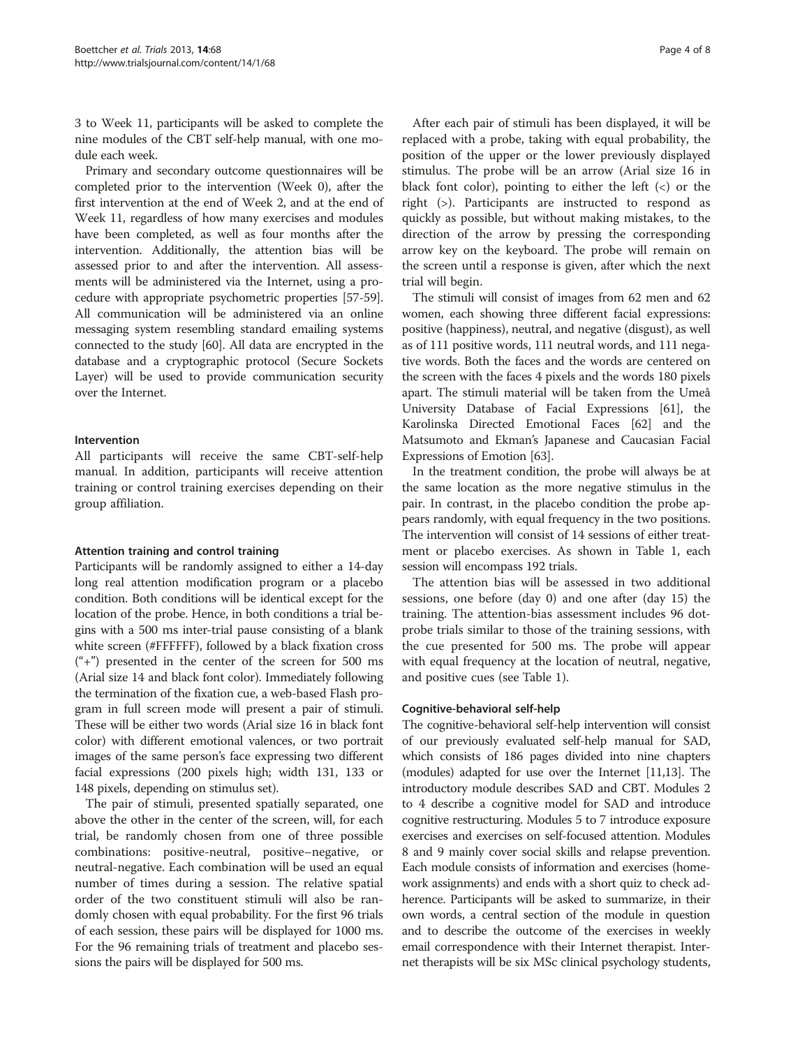3 to Week 11, participants will be asked to complete the nine modules of the CBT self-help manual, with one module each week.

Primary and secondary outcome questionnaires will be completed prior to the intervention (Week 0), after the first intervention at the end of Week 2, and at the end of Week 11, regardless of how many exercises and modules have been completed, as well as four months after the intervention. Additionally, the attention bias will be assessed prior to and after the intervention. All assessments will be administered via the Internet, using a procedure with appropriate psychometric properties [57-59]. All communication will be administered via an online messaging system resembling standard emailing systems connected to the study [60]. All data are encrypted in the database and a cryptographic protocol (Secure Sockets Layer) will be used to provide communication security over the Internet.

### Intervention

All participants will receive the same CBT-self-help manual. In addition, participants will receive attention training or control training exercises depending on their group affiliation.

#### Attention training and control training

Participants will be randomly assigned to either a 14-day long real attention modification program or a placebo condition. Both conditions will be identical except for the location of the probe. Hence, in both conditions a trial begins with a 500 ms inter-trial pause consisting of a blank white screen (#FFFFFF), followed by a black fixation cross ("+") presented in the center of the screen for 500 ms (Arial size 14 and black font color). Immediately following the termination of the fixation cue, a web-based Flash program in full screen mode will present a pair of stimuli. These will be either two words (Arial size 16 in black font color) with different emotional valences, or two portrait images of the same person's face expressing two different facial expressions (200 pixels high; width 131, 133 or 148 pixels, depending on stimulus set).

The pair of stimuli, presented spatially separated, one above the other in the center of the screen, will, for each trial, be randomly chosen from one of three possible combinations: positive-neutral, positive–negative, or neutral-negative. Each combination will be used an equal number of times during a session. The relative spatial order of the two constituent stimuli will also be randomly chosen with equal probability. For the first 96 trials of each session, these pairs will be displayed for 1000 ms. For the 96 remaining trials of treatment and placebo sessions the pairs will be displayed for 500 ms.

After each pair of stimuli has been displayed, it will be replaced with a probe, taking with equal probability, the position of the upper or the lower previously displayed stimulus. The probe will be an arrow (Arial size 16 in black font color), pointing to either the left (<) or the right (>). Participants are instructed to respond as quickly as possible, but without making mistakes, to the direction of the arrow by pressing the corresponding arrow key on the keyboard. The probe will remain on the screen until a response is given, after which the next trial will begin.

The stimuli will consist of images from 62 men and 62 women, each showing three different facial expressions: positive (happiness), neutral, and negative (disgust), as well as of 111 positive words, 111 neutral words, and 111 negative words. Both the faces and the words are centered on the screen with the faces 4 pixels and the words 180 pixels apart. The stimuli material will be taken from the Umeå University Database of Facial Expressions [61], the Karolinska Directed Emotional Faces [62] and the Matsumoto and Ekman's Japanese and Caucasian Facial Expressions of Emotion [63].

In the treatment condition, the probe will always be at the same location as the more negative stimulus in the pair. In contrast, in the placebo condition the probe appears randomly, with equal frequency in the two positions. The intervention will consist of 14 sessions of either treatment or placebo exercises. As shown in Table 1, each session will encompass 192 trials.

The attention bias will be assessed in two additional sessions, one before (day 0) and one after (day 15) the training. The attention-bias assessment includes 96 dot-probe trials similar to those of the training sessions, with the cue presented for 500 ms. The probe will appear with equal frequency at the location of neutral, negative, and positive cues (see Table 1).

#### Cognitive-behavioral self-help

The cognitive-behavioral self-help intervention will consist of our previously evaluated self-help manual for SAD, which consists of 186 pages divided into nine chapters (modules) adapted for use over the Internet [11,13]. The introductory module describes SAD and CBT. Modules 2 to 4 describe a cognitive model for SAD and introduce cognitive restructuring. Modules 5 to 7 introduce exposure exercises and exercises on self-focused attention. Modules 8 and 9 mainly cover social skills and relapse prevention. Each module consists of information and exercises (homework assignments) and ends with a short quiz to check adherence. Participants will be asked to summarize, in their own words, a central section of the module in question and to describe the outcome of the exercises in weekly email correspondence with their Internet therapist. Internet therapists will be six MSc clinical psychology students,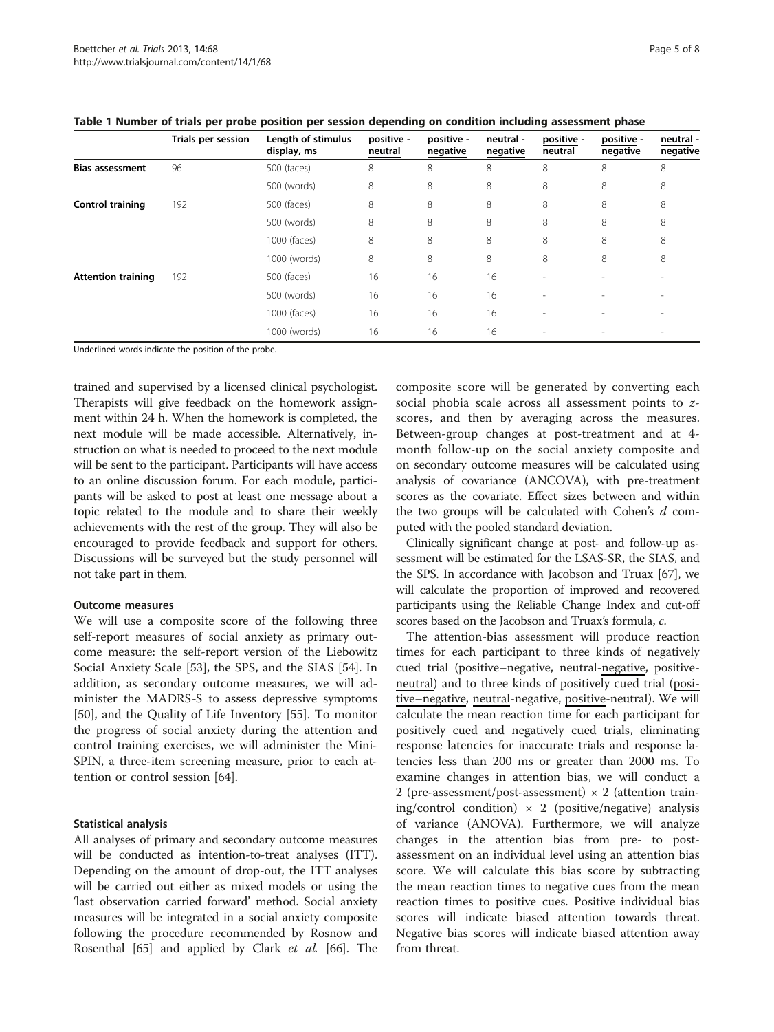**Table 1 Number of trials per probe position per session depending on condition including assessment phase**

| | Trials per session | Length of stimulus display, ms | positive - neutral | positive - negative | neutral - negative | positive - neutral | positive - negative | neutral - negative |
|---|---|---|---|---|---|---|---|---|
| **Bias assessment** | 96 | 500 (faces) | 8 | 8 | 8 | 8 | 8 | 8 |
| | | 500 (words) | 8 | 8 | 8 | 8 | 8 | 8 |
| **Control training** | 192 | 500 (faces) | 8 | 8 | 8 | 8 | 8 | 8 |
| | | 500 (words) | 8 | 8 | 8 | 8 | 8 | 8 |
| | | 1000 (faces) | 8 | 8 | 8 | 8 | 8 | 8 |
| | | 1000 (words) | 8 | 8 | 8 | 8 | 8 | 8 |
| **Attention training** | 192 | 500 (faces) | 16 | 16 | 16 | - | - | - |
| | | 500 (words) | 16 | 16 | 16 | - | - | - |
| | | 1000 (faces) | 16 | 16 | 16 | - | - | - |
| | | 1000 (words) | 16 | 16 | 16 | - | - | - |

Underlined words indicate the position of the probe.

trained and supervised by a licensed clinical psychologist. Therapists will give feedback on the homework assignment within 24 h. When the homework is completed, the next module will be made accessible. Alternatively, instruction on what is needed to proceed to the next module will be sent to the participant. Participants will have access to an online discussion forum. For each module, participants will be asked to post at least one message about a topic related to the module and to share their weekly achievements with the rest of the group. They will also be encouraged to provide feedback and support for others. Discussions will be surveyed but the study personnel will not take part in them.

#### Outcome measures

We will use a composite score of the following three self-report measures of social anxiety as primary outcome measure: the self-report version of the Liebowitz Social Anxiety Scale [53], the SPS, and the SIAS [54]. In addition, as secondary outcome measures, we will administer the MADRS-S to assess depressive symptoms [50], and the Quality of Life Inventory [55]. To monitor the progress of social anxiety during the attention and control training exercises, we will administer the Mini-SPIN, a three-item screening measure, prior to each attention or control session [64].

#### Statistical analysis

All analyses of primary and secondary outcome measures will be conducted as intention-to-treat analyses (ITT). Depending on the amount of drop-out, the ITT analyses will be carried out either as mixed models or using the 'last observation carried forward' method. Social anxiety measures will be integrated in a social anxiety composite following the procedure recommended by Rosnow and Rosenthal [65] and applied by Clark *et al.* [66]. The composite score will be generated by converting each social phobia scale across all assessment points to *z*-scores, and then by averaging across the measures. Between-group changes at post-treatment and at 4-month follow-up on the social anxiety composite and on secondary outcome measures will be calculated using analysis of covariance (ANCOVA), with pre-treatment scores as the covariate. Effect sizes between and within the two groups will be calculated with Cohen's *d* computed with the pooled standard deviation.

Clinically significant change at post- and follow-up assessment will be estimated for the LSAS-SR, the SIAS, and the SPS. In accordance with Jacobson and Truax [67], we will calculate the proportion of improved and recovered participants using the Reliable Change Index and cut-off scores based on the Jacobson and Truax's formula, *c*.

The attention-bias assessment will produce reaction times for each participant to three kinds of negatively cued trial (positive–negative, neutral-negative, positive-neutral) and to three kinds of positively cued trial (positive–negative, neutral-negative, positive-neutral). We will calculate the mean reaction time for each participant for positively cued and negatively cued trials, eliminating response latencies for inaccurate trials and response latencies less than 200 ms or greater than 2000 ms. To examine changes in attention bias, we will conduct a 2 (pre-assessment/post-assessment) × 2 (attention training/control condition) × 2 (positive/negative) analysis of variance (ANOVA). Furthermore, we will analyze changes in the attention bias from pre- to post-assessment on an individual level using an attention bias score. We will calculate this bias score by subtracting the mean reaction times to negative cues from the mean reaction times to positive cues. Positive individual bias scores will indicate biased attention towards threat. Negative bias scores will indicate biased attention away from threat.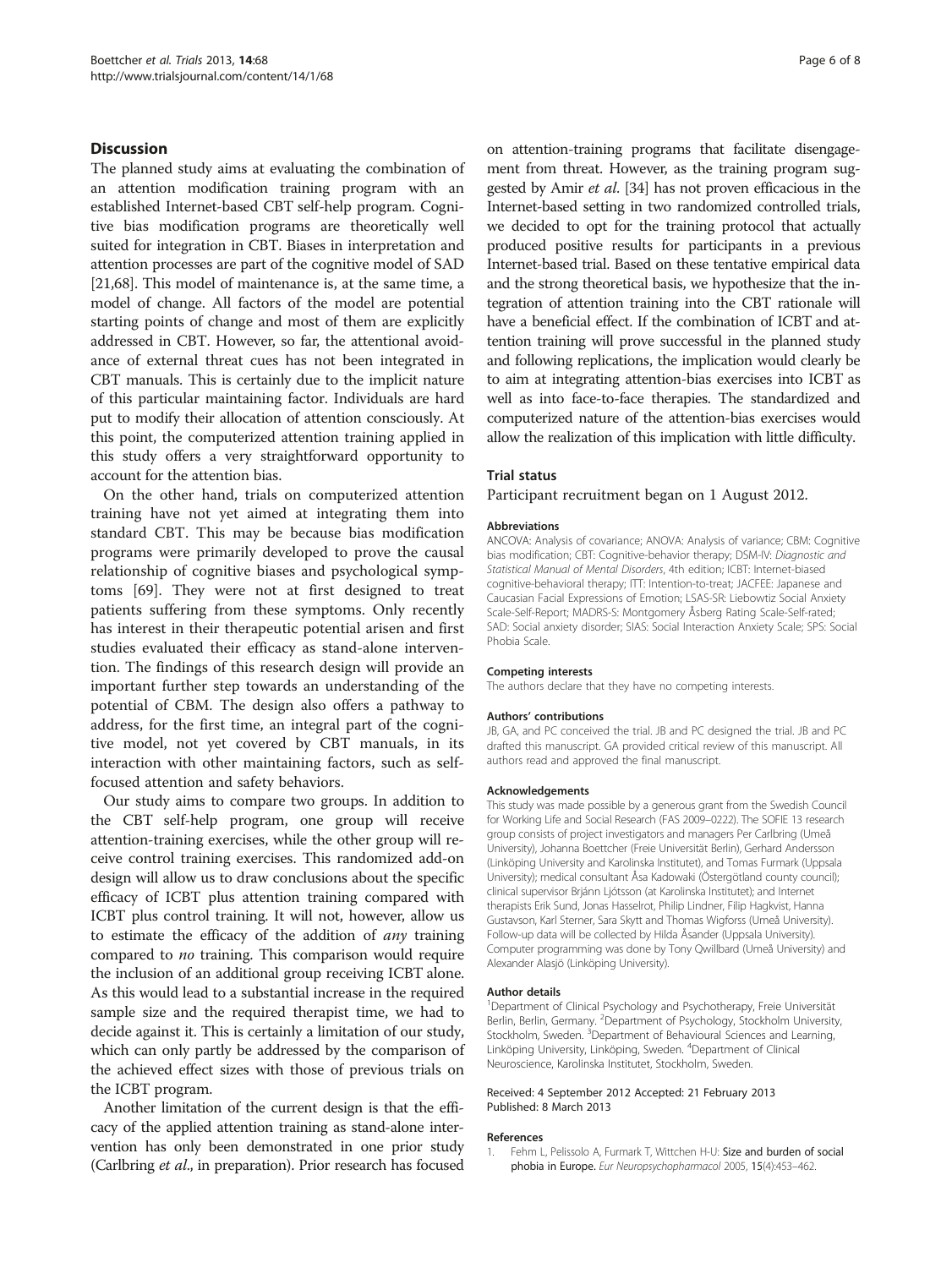## Discussion

The planned study aims at evaluating the combination of an attention modification training program with an established Internet-based CBT self-help program. Cognitive bias modification programs are theoretically well suited for integration in CBT. Biases in interpretation and attention processes are part of the cognitive model of SAD [21,68]. This model of maintenance is, at the same time, a model of change. All factors of the model are potential starting points of change and most of them are explicitly addressed in CBT. However, so far, the attentional avoidance of external threat cues has not been integrated in CBT manuals. This is certainly due to the implicit nature of this particular maintaining factor. Individuals are hard put to modify their allocation of attention consciously. At this point, the computerized attention training applied in this study offers a very straightforward opportunity to account for the attention bias.

On the other hand, trials on computerized attention training have not yet aimed at integrating them into standard CBT. This may be because bias modification programs were primarily developed to prove the causal relationship of cognitive biases and psychological symptoms [69]. They were not at first designed to treat patients suffering from these symptoms. Only recently has interest in their therapeutic potential arisen and first studies evaluated their efficacy as stand-alone intervention. The findings of this research design will provide an important further step towards an understanding of the potential of CBM. The design also offers a pathway to address, for the first time, an integral part of the cognitive model, not yet covered by CBT manuals, in its interaction with other maintaining factors, such as self-focused attention and safety behaviors.

Our study aims to compare two groups. In addition to the CBT self-help program, one group will receive attention-training exercises, while the other group will receive control training exercises. This randomized add-on design will allow us to draw conclusions about the specific efficacy of ICBT plus attention training compared with ICBT plus control training. It will not, however, allow us to estimate the efficacy of the addition of *any* training compared to *no* training. This comparison would require the inclusion of an additional group receiving ICBT alone. As this would lead to a substantial increase in the required sample size and the required therapist time, we had to decide against it. This is certainly a limitation of our study, which can only partly be addressed by the comparison of the achieved effect sizes with those of previous trials on the ICBT program.

Another limitation of the current design is that the efficacy of the applied attention training as stand-alone intervention has only been demonstrated in one prior study (Carlbring *et al.*, in preparation). Prior research has focused on attention-training programs that facilitate disengagement from threat. However, as the training program suggested by Amir *et al.* [34] has not proven efficacious in the Internet-based setting in two randomized controlled trials, we decided to opt for the training protocol that actually produced positive results for participants in a previous Internet-based trial. Based on these tentative empirical data and the strong theoretical basis, we hypothesize that the integration of attention training into the CBT rationale will have a beneficial effect. If the combination of ICBT and attention training will prove successful in the planned study and following replications, the implication would clearly be to aim at integrating attention-bias exercises into ICBT as well as into face-to-face therapies. The standardized and computerized nature of the attention-bias exercises would allow the realization of this implication with little difficulty.

## Trial status

Participant recruitment began on 1 August 2012.

### Abbreviations

ANCOVA: Analysis of covariance; ANOVA: Analysis of variance; CBM: Cognitive bias modification; CBT: Cognitive-behavior therapy; DSM-IV: *Diagnostic and Statistical Manual of Mental Disorders*, 4th edition; ICBT: Internet-biased cognitive-behavioral therapy; ITT: Intention-to-treat; JACFEE: Japanese and Caucasian Facial Expressions of Emotion; LSAS-SR: Liebowtiz Social Anxiety Scale-Self-Report; MADRS-S: Montgomery Åsberg Rating Scale-Self-rated; SAD: Social anxiety disorder; SIAS: Social Interaction Anxiety Scale; SPS: Social Phobia Scale.

### Competing interests

The authors declare that they have no competing interests.

### Authors' contributions

JB, GA, and PC conceived the trial. JB and PC designed the trial. JB and PC drafted this manuscript. GA provided critical review of this manuscript. All authors read and approved the final manuscript.

### Acknowledgements

This study was made possible by a generous grant from the Swedish Council for Working Life and Social Research (FAS 2009–0222). The SOFIE 13 research group consists of project investigators and managers Per Carlbring (Umeå University), Johanna Boettcher (Freie Universität Berlin), Gerhard Andersson (Linköping University and Karolinska Institutet), and Tomas Furmark (Uppsala University); medical consultant Åsa Kadowaki (Östergötland county council); clinical supervisor Brjánn Ljótsson (at Karolinska Institutet); and Internet therapists Erik Sund, Jonas Hasselrot, Philip Lindner, Filip Hagkvist, Hanna Gustavson, Karl Sterner, Sara Skytt and Thomas Wigforss (Umeå University). Follow-up data will be collected by Hilda Åsander (Uppsala University). Computer programming was done by Tony Qwillbard (Umeå University) and Alexander Alasjö (Linköping University).

### Author details

[1]Department of Clinical Psychology and Psychotherapy, Freie Universität Berlin, Berlin, Germany. [2]Department of Psychology, Stockholm University, Stockholm, Sweden. [3]Department of Behavioural Sciences and Learning, Linköping University, Linköping, Sweden. [4]Department of Clinical Neuroscience, Karolinska Institutet, Stockholm, Sweden.

Received: 4 September 2012 Accepted: 21 February 2013
Published: 8 March 2013

### References

1. Fehm L, Pelissolo A, Furmark T, Wittchen H-U: **Size and burden of social phobia in Europe.** *Eur Neuropsychopharmacol* 2005, 15(4):453–462.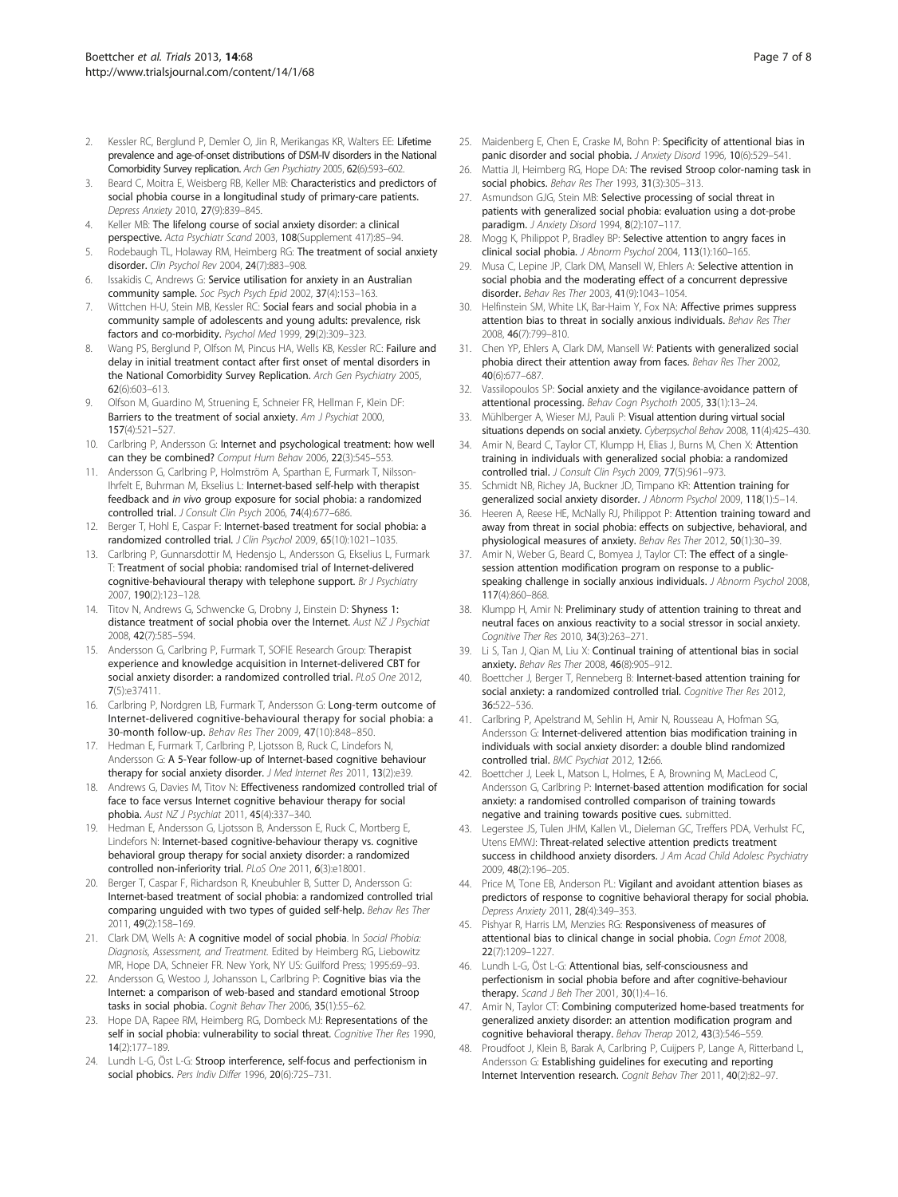2. Kessler RC, Berglund P, Demler O, Jin R, Merikangas KR, Walters EE: **Lifetime prevalence and age-of-onset distributions of DSM-IV disorders in the National Comorbidity Survey replication.** *Arch Gen Psychiatry* 2005, **62**(6):593–602.
3. Beard C, Moitra E, Weisberg RB, Keller MB: **Characteristics and predictors of social phobia course in a longitudinal study of primary-care patients.** *Depress Anxiety* 2010, **27**(9):839–845.
4. Keller MB: **The lifelong course of social anxiety disorder: a clinical perspective.** *Acta Psychiatr Scand* 2003, **108**(Supplement 417):85–94.
5. Rodebaugh TL, Holaway RM, Heimberg RG: **The treatment of social anxiety disorder.** *Clin Psychol Rev* 2004, **24**(7):883–908.
6. Issakidis C, Andrews G: **Service utilisation for anxiety in an Australian community sample.** *Soc Psych Psych Epid* 2002, **37**(4):153–163.
7. Wittchen H-U, Stein MB, Kessler RC: **Social fears and social phobia in a community sample of adolescents and young adults: prevalence, risk factors and co-morbidity.** *Psychol Med* 1999, **29**(2):309–323.
8. Wang PS, Berglund P, Olfson M, Pincus HA, Wells KB, Kessler RC: **Failure and delay in initial treatment contact after first onset of mental disorders in the National Comorbidity Survey Replication.** *Arch Gen Psychiatry* 2005, **62**(6):603–613.
9. Olfson M, Guardino M, Struening E, Schneier FR, Hellman F, Klein DF: **Barriers to the treatment of social anxiety.** *Am J Psychiat* 2000, **157**(4):521–527.
10. Carlbring P, Andersson G: **Internet and psychological treatment: how well can they be combined?** *Comput Hum Behav* 2006, **22**(3):545–553.
11. Andersson G, Carlbring P, Holmström A, Sparthan E, Furmark T, Nilsson-Ihrfelt E, Buhrman M, Ekselius L: **Internet-based self-help with therapist feedback and *in vivo* group exposure for social phobia: a randomized controlled trial.** *J Consult Clin Psych* 2006, **74**(4):677–686.
12. Berger T, Hohl E, Caspar F: **Internet-based treatment for social phobia: a randomized controlled trial.** *J Clin Psychol* 2009, **65**(10):1021–1035.
13. Carlbring P, Gunnarsdottir M, Hedensjo L, Andersson G, Ekselius L, Furmark T: **Treatment of social phobia: randomised trial of Internet-delivered cognitive-behavioural therapy with telephone support.** *Br J Psychiatry* 2007, **190**(2):123–128.
14. Titov N, Andrews G, Schwencke G, Drobny J, Einstein D: **Shyness 1: distance treatment of social phobia over the Internet.** *Aust NZ J Psychiat* 2008, **42**(7):585–594.
15. Andersson G, Carlbring P, Furmark T, SOFIE Research Group: **Therapist experience and knowledge acquisition in Internet-delivered CBT for social anxiety disorder: a randomized controlled trial.** *PLoS One* 2012, **7**(5):e37411.
16. Carlbring P, Nordgren LB, Furmark T, Andersson G: **Long-term outcome of Internet-delivered cognitive-behavioural therapy for social phobia: a 30-month follow-up.** *Behav Res Ther* 2009, **47**(10):848–850.
17. Hedman E, Furmark T, Carlbring P, Ljotsson B, Ruck C, Lindefors N, Andersson G: **A 5-Year follow-up of Internet-based cognitive behaviour therapy for social anxiety disorder.** *J Med Internet Res* 2011, **13**(2):e39.
18. Andrews G, Davies M, Titov N: **Effectiveness randomized controlled trial of face to face versus Internet cognitive behaviour therapy for social phobia.** *Aust NZ J Psychiat* 2011, **45**(4):337–340.
19. Hedman E, Andersson G, Ljotsson B, Andersson E, Ruck C, Mortberg E, Lindefors N: **Internet-based cognitive-behaviour therapy vs. cognitive behavioral group therapy for social anxiety disorder: a randomized controlled non-inferiority trial.** *PLoS One* 2011, **6**(3):e18001.
20. Berger T, Caspar F, Richardson R, Kneubuhler B, Sutter D, Andersson G: **Internet-based treatment of social phobia: a randomized controlled trial comparing unguided with two types of guided self-help.** *Behav Res Ther* 2011, **49**(2):158–169.
21. Clark DM, Wells A: **A cognitive model of social phobia.** In *Social Phobia: Diagnosis, Assessment, and Treatment.* Edited by Heimberg RG, Liebowitz MR, Hope DA, Schneier FR. New York, NY US: Guilford Press; 1995:69–93.
22. Andersson G, Westoo J, Johansson L, Carlbring P: **Cognitive bias via the Internet: a comparison of web-based and standard emotional Stroop tasks in social phobia.** *Cognit Behav Ther* 2006, **35**(1):55–62.
23. Hope DA, Rapee RM, Heimberg RG, Dombeck MJ: **Representations of the self in social phobia: vulnerability to social threat.** *Cognitive Ther Res* 1990, **14**(2):177–189.
24. Lundh L-G, Öst L-G: **Stroop interference, self-focus and perfectionism in social phobics.** *Pers Indiv Differ* 1996, **20**(6):725–731.
25. Maidenberg E, Chen E, Craske M, Bohn P: **Specificity of attentional bias in panic disorder and social phobia.** *J Anxiety Disord* 1996, **10**(6):529–541.
26. Mattia JI, Heimberg RG, Hope DA: **The revised Stroop color-naming task in social phobics.** *Behav Res Ther* 1993, **31**(3):305–313.
27. Asmundson GJG, Stein MB: **Selective processing of social threat in patients with generalized social phobia: evaluation using a dot-probe paradigm.** *J Anxiety Disord* 1994, **8**(2):107–117.
28. Mogg K, Philippot P, Bradley BP: **Selective attention to angry faces in clinical social phobia.** *J Abnorm Psychol* 2004, **113**(1):160–165.
29. Musa C, Lepine JP, Clark DM, Mansell W, Ehlers A: **Selective attention in social phobia and the moderating effect of a concurrent depressive disorder.** *Behav Res Ther* 2003, **41**(9):1043–1054.
30. Helfinstein SM, White LK, Bar-Haim Y, Fox NA: **Affective primes suppress attention bias to threat in socially anxious individuals.** *Behav Res Ther* 2008, **46**(7):799–810.
31. Chen YP, Ehlers A, Clark DM, Mansell W: **Patients with generalized social phobia direct their attention away from faces.** *Behav Res Ther* 2002, **40**(6):677–687.
32. Vassilopoulos SP: **Social anxiety and the vigilance-avoidance pattern of attentional processing.** *Behav Cogn Psychoth* 2005, **33**(1):13–24.
33. Mühlberger A, Wieser MJ, Pauli P: **Visual attention during virtual social situations depends on social anxiety.** *Cyberpsychol Behav* 2008, **11**(4):425–430.
34. Amir N, Beard C, Taylor CT, Klumpp H, Elias J, Burns M, Chen X: **Attention training in individuals with generalized social phobia: a randomized controlled trial.** *J Consult Clin Psych* 2009, **77**(5):961–973.
35. Schmidt NB, Richey JA, Buckner JD, Timpano KR: **Attention training for generalized social anxiety disorder.** *J Abnorm Psychol* 2009, **118**(1):5–14.
36. Heeren A, Reese HE, McNally RJ, Philippot P: **Attention training toward and away from threat in social phobia: effects on subjective, behavioral, and physiological measures of anxiety.** *Behav Res Ther* 2012, **50**(1):30–39.
37. Amir N, Weber G, Beard C, Bomyea J, Taylor CT: **The effect of a single-session attention modification program on response to a public-speaking challenge in socially anxious individuals.** *J Abnorm Psychol* 2008, **117**(4):860–868.
38. Klumpp H, Amir N: **Preliminary study of attention training to threat and neutral faces on anxious reactivity to a social stressor in social anxiety.** *Cognitive Ther Res* 2010, **34**(3):263–271.
39. Li S, Tan J, Qian M, Liu X: **Continual training of attentional bias in social anxiety.** *Behav Res Ther* 2008, **46**(8):905–912.
40. Boettcher J, Berger T, Renneberg B: **Internet-based attention training for social anxiety: a randomized controlled trial.** *Cognitive Ther Res* 2012, **36:**522–536.
41. Carlbring P, Apelstrand M, Sehlin H, Amir N, Rousseau A, Hofman SG, Andersson G: **Internet-delivered attention bias modification training in individuals with social anxiety disorder: a double blind randomized controlled trial.** *BMC Psychiat* 2012, **12:**66.
42. Boettcher J, Leek L, Matson L, Holmes, E A, Browning M, MacLeod C, Andersson G, Carlbring P: **Internet-based attention modification for social anxiety: a randomised controlled comparison of training towards negative and training towards positive cues.** submitted.
43. Legerstee JS, Tulen JHM, Kallen VL, Dieleman GC, Treffers PDA, Verhulst FC, Utens EMWJ: **Threat-related selective attention predicts treatment success in childhood anxiety disorders.** *J Am Acad Child Adolesc Psychiatry* 2009, **48**(2):196–205.
44. Price M, Tone EB, Anderson PL: **Vigilant and avoidant attention biases as predictors of response to cognitive behavioral therapy for social phobia.** *Depress Anxiety* 2011, **28**(4):349–353.
45. Pishyar R, Harris LM, Menzies RG: **Responsiveness of measures of attentional bias to clinical change in social phobia.** *Cogn Emot* 2008, **22**(7):1209–1227.
46. Lundh L-G, Öst L-G: **Attentional bias, self-consciousness and perfectionism in social phobia before and after cognitive-behaviour therapy.** *Scand J Beh Ther* 2001, **30**(1):4–16.
47. Amir N, Taylor CT: **Combining computerized home-based treatments for generalized anxiety disorder: an attention modification program and cognitive behavioral therapy.** *Behav Therap* 2012, **43**(3):546–559.
48. Proudfoot J, Klein B, Barak A, Carlbring P, Cuijpers P, Lange A, Ritterband L, Andersson G: **Establishing guidelines for executing and reporting Internet Intervention research.** *Cognit Behav Ther* 2011, **40**(2):82–97.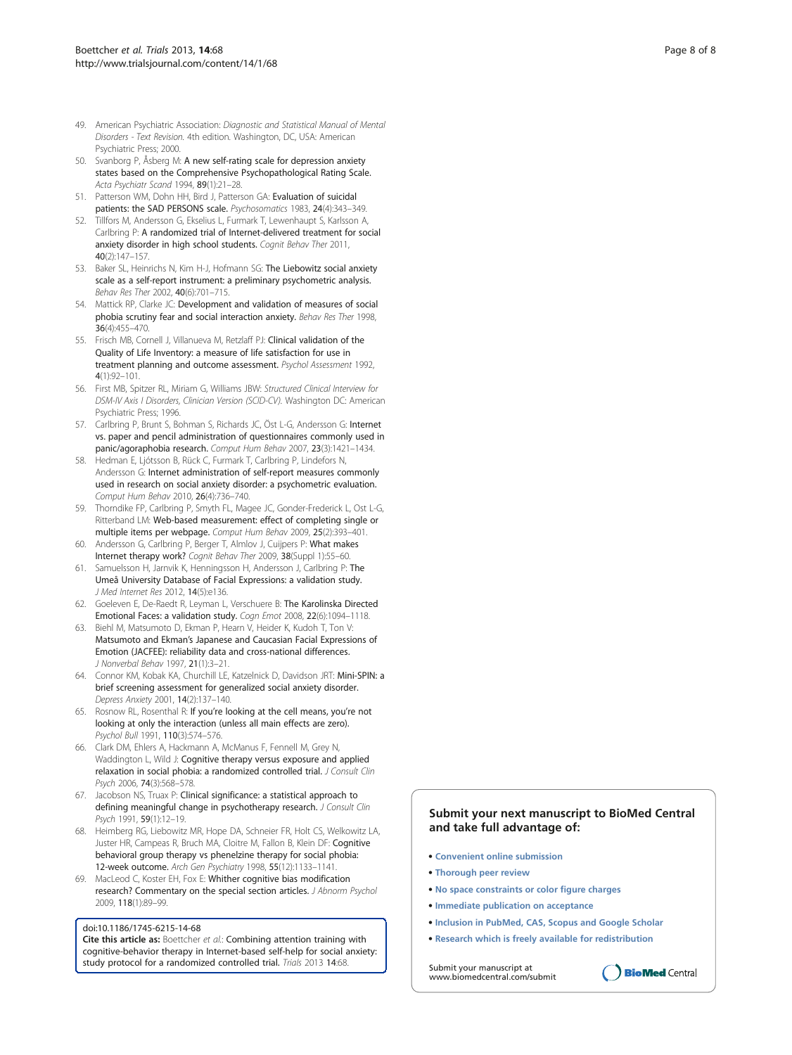49. American Psychiatric Association: *Diagnostic and Statistical Manual of Mental Disorders - Text Revision*. 4th edition. Washington, DC, USA: American Psychiatric Press; 2000.
50. Svanborg P, Åsberg M: **A new self-rating scale for depression anxiety states based on the Comprehensive Psychopathological Rating Scale.** *Acta Psychiatr Scand* 1994, **89**(1):21–28.
51. Patterson WM, Dohn HH, Bird J, Patterson GA: **Evaluation of suicidal patients: the SAD PERSONS scale.** *Psychosomatics* 1983, **24**(4):343–349.
52. Tillfors M, Andersson G, Ekselius L, Furmark T, Lewenhaupt S, Karlsson A, Carlbring P: **A randomized trial of Internet-delivered treatment for social anxiety disorder in high school students.** *Cognit Behav Ther* 2011, **40**(2):147–157.
53. Baker SL, Heinrichs N, Kim H-J, Hofmann SG: **The Liebowitz social anxiety scale as a self-report instrument: a preliminary psychometric analysis.** *Behav Res Ther* 2002, **40**(6):701–715.
54. Mattick RP, Clarke JC: **Development and validation of measures of social phobia scrutiny fear and social interaction anxiety.** *Behav Res Ther* 1998, **36**(4):455–470.
55. Frisch MB, Cornell J, Villanueva M, Retzlaff PJ: **Clinical validation of the Quality of Life Inventory: a measure of life satisfaction for use in treatment planning and outcome assessment.** *Psychol Assessment* 1992, **4**(1):92–101.
56. First MB, Spitzer RL, Miriam G, Williams JBW: *Structured Clinical Interview for DSM-IV Axis I Disorders, Clinician Version (SCID-CV)*. Washington DC: American Psychiatric Press; 1996.
57. Carlbring P, Brunt S, Bohman S, Richards JC, Öst L-G, Andersson G: **Internet vs. paper and pencil administration of questionnaires commonly used in panic/agoraphobia research.** *Comput Hum Behav* 2007, **23**(3):1421–1434.
58. Hedman E, Ljótsson B, Rück C, Furmark T, Carlbring P, Lindefors N, Andersson G: **Internet administration of self-report measures commonly used in research on social anxiety disorder: a psychometric evaluation.** *Comput Hum Behav* 2010, **26**(4):736–740.
59. Thorndike FP, Carlbring P, Smyth FL, Magee JC, Gonder-Frederick L, Ost L-G, Ritterband LM: **Web-based measurement: effect of completing single or multiple items per webpage.** *Comput Hum Behav* 2009, **25**(2):393–401.
60. Andersson G, Carlbring P, Berger T, Almlov J, Cuijpers P: **What makes Internet therapy work?** *Cognit Behav Ther* 2009, **38**(Suppl 1):55–60.
61. Samuelsson H, Jarnvik K, Henningsson H, Andersson J, Carlbring P: **The Umeå University Database of Facial Expressions: a validation study.** *J Med Internet Res* 2012, **14**(5):e136.
62. Goeleven E, De-Raedt R, Leyman L, Verschuere B: **The Karolinska Directed Emotional Faces: a validation study.** *Cogn Emot* 2008, **22**(6):1094–1118.
63. Biehl M, Matsumoto D, Ekman P, Hearn V, Heider K, Kudoh T, Ton V: **Matsumoto and Ekman's Japanese and Caucasian Facial Expressions of Emotion (JACFEE): reliability data and cross-national differences.** *J Nonverbal Behav* 1997, **21**(1):3–21.
64. Connor KM, Kobak KA, Churchill LE, Katzelnick D, Davidson JRT: **Mini-SPIN: a brief screening assessment for generalized social anxiety disorder.** *Depress Anxiety* 2001, **14**(2):137–140.
65. Rosnow RL, Rosenthal R: **If you're looking at the cell means, you're not looking at only the interaction (unless all main effects are zero).** *Psychol Bull* 1991, **110**(3):574–576.
66. Clark DM, Ehlers A, Hackmann A, McManus F, Fennell M, Grey N, Waddington L, Wild J: **Cognitive therapy versus exposure and applied relaxation in social phobia: a randomized controlled trial.** *J Consult Clin Psych* 2006, **74**(3):568–578.
67. Jacobson NS, Truax P: **Clinical significance: a statistical approach to defining meaningful change in psychotherapy research.** *J Consult Clin Psych* 1991, **59**(1):12–19.
68. Heimberg RG, Liebowitz MR, Hope DA, Schneier FR, Holt CS, Welkowitz LA, Juster HR, Campeas R, Bruch MA, Cloitre M, Fallon B, Klein DF: **Cognitive behavioral group therapy vs phenelzine therapy for social phobia: 12-week outcome.** *Arch Gen Psychiatry* 1998, **55**(12):1133–1141.
69. MacLeod C, Koster EH, Fox E: **Whither cognitive bias modification research? Commentary on the special section articles.** *J Abnorm Psychol* 2009, **118**(1):89–99.

doi:10.1186/1745-6215-14-68

**Cite this article as:** Boettcher *et al.*: Combining attention training with cognitive-behavior therapy in Internet-based self-help for social anxiety: study protocol for a randomized controlled trial. *Trials* 2013 **14**:68.

**Submit your next manuscript to BioMed Central and take full advantage of:**

- **Convenient online submission**
- **Thorough peer review**
- **No space constraints or color figure charges**
- **Immediate publication on acceptance**
- **Inclusion in PubMed, CAS, Scopus and Google Scholar**
- **Research which is freely available for redistribution**

Submit your manuscript at www.biomedcentral.com/submit

BioMed Central